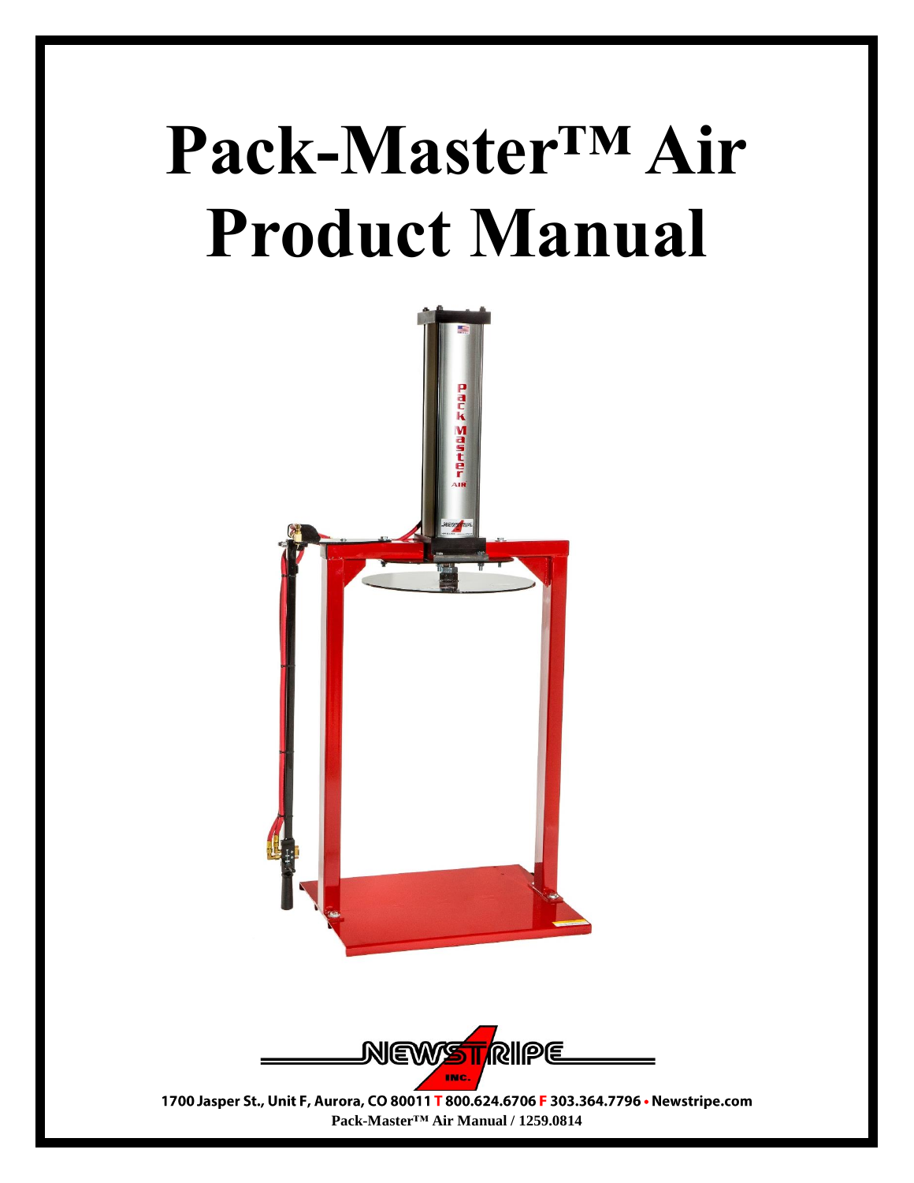# Pack-Master™ Air Product Manual

1700 Jasper St., Unit F, Aurora, CO 80011 **T** 800.624.6706 **F** 303.364.7796 • Newstripe.com

**Pack-Master™ Air Manual / 1259.0814**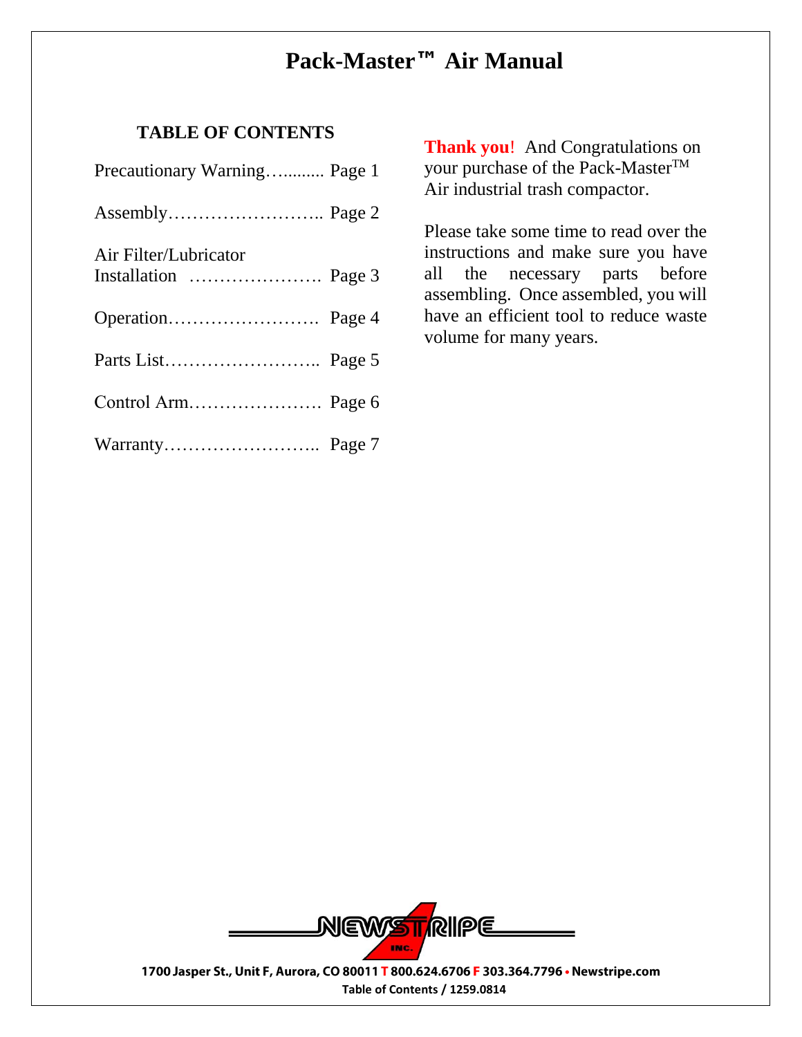# Pack-Master™ Air Manual

## TABLE OF CONTENTS

| | |
|---|---|
| Precautionary Warning…......... | Page 1 |
| Assembly…………………….. | Page 2 |
| Air Filter/Lubricator Installation …………………. | Page 3 |
| Operation……………………. | Page 4 |
| Parts List…………………….. | Page 5 |
| Control Arm…………………. | Page 6 |
| Warranty…………………….. | Page 7 |

**Thank you**! And Congratulations on your purchase of the Pack-Master™ Air industrial trash compactor.

Please take some time to read over the instructions and make sure you have all the necessary parts before assembling. Once assembled, you will have an efficient tool to reduce waste volume for many years.

NEWSTRIPE INC.

**1700 Jasper St., Unit F, Aurora, CO 80011 T 800.624.6706 F 303.364.7796 • Newstripe.com**

**Table of Contents / 1259.0814**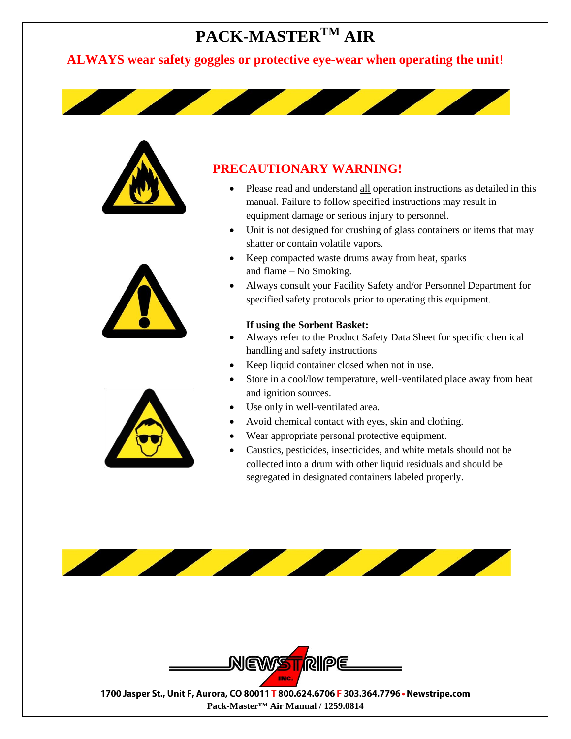# PACK-MASTER™ AIR

**ALWAYS wear safety goggles or protective eye-wear when operating the unit!**

## PRECAUTIONARY WARNING!

- Please read and understand all operation instructions as detailed in this manual. Failure to follow specified instructions may result in equipment damage or serious injury to personnel.
- Unit is not designed for crushing of glass containers or items that may shatter or contain volatile vapors.
- Keep compacted waste drums away from heat, sparks and flame – No Smoking.
- Always consult your Facility Safety and/or Personnel Department for specified safety protocols prior to operating this equipment.

**If using the Sorbent Basket:**

- Always refer to the Product Safety Data Sheet for specific chemical handling and safety instructions
- Keep liquid container closed when not in use.
- Store in a cool/low temperature, well-ventilated place away from heat and ignition sources.
- Use only in well-ventilated area.
- Avoid chemical contact with eyes, skin and clothing.
- Wear appropriate personal protective equipment.
- Caustics, pesticides, insecticides, and white metals should not be collected into a drum with other liquid residuals and should be segregated in designated containers labeled properly.

NEWSTRIPE INC.

1700 Jasper St., Unit F, Aurora, CO 80011 T 800.624.6706 F 303.364.7796 • Newstripe.com

Pack-Master™ Air Manual / 1259.0814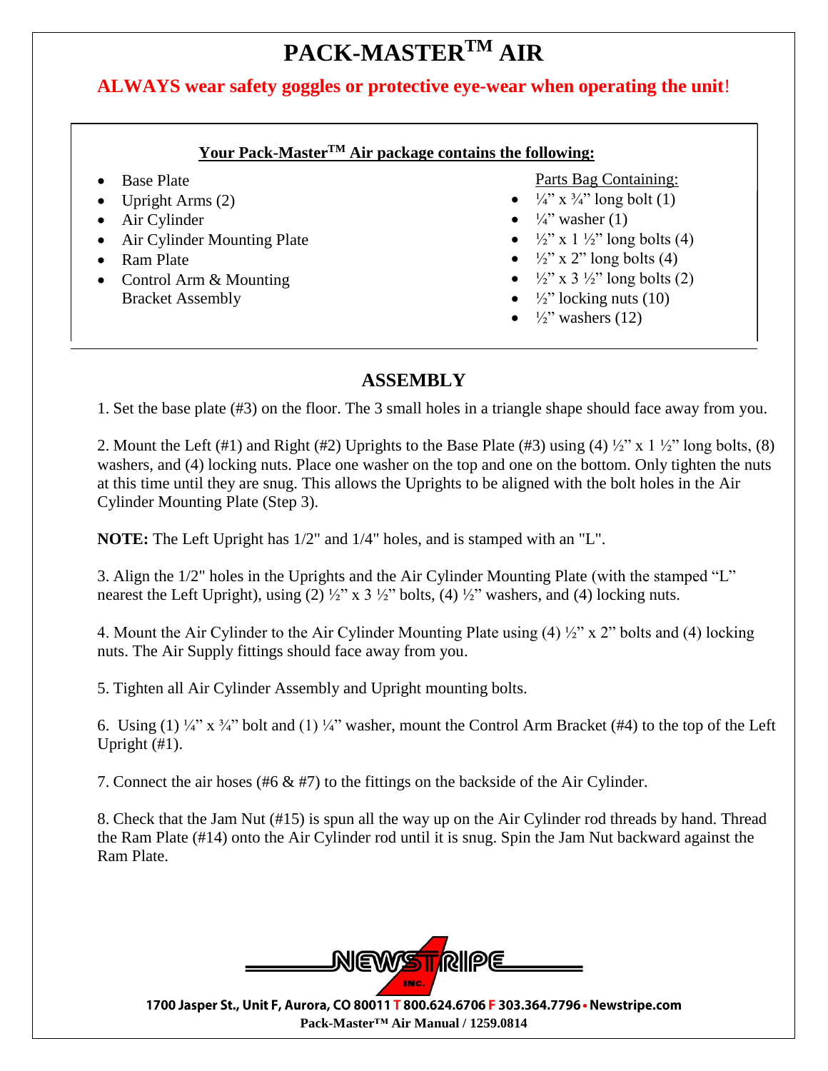# PACK-MASTER™ AIR

**ALWAYS wear safety goggles or protective eye-wear when operating the unit!**

**Your Pack-Master™ Air package contains the following:**

- Base Plate
- Upright Arms (2)
- Air Cylinder
- Air Cylinder Mounting Plate
- Ram Plate
- Control Arm & Mounting Bracket Assembly

Parts Bag Containing:

- ¼" x ¾" long bolt (1)
- ¼" washer (1)
- ½" x 1 ½" long bolts (4)
- ½" x 2" long bolts (4)
- ½" x 3 ½" long bolts (2)
- ½" locking nuts (10)
- ½" washers (12)

## ASSEMBLY

1. Set the base plate (#3) on the floor. The 3 small holes in a triangle shape should face away from you.

2. Mount the Left (#1) and Right (#2) Uprights to the Base Plate (#3) using (4) ½" x 1 ½" long bolts, (8) washers, and (4) locking nuts. Place one washer on the top and one on the bottom. Only tighten the nuts at this time until they are snug. This allows the Uprights to be aligned with the bolt holes in the Air Cylinder Mounting Plate (Step 3).

**NOTE:** The Left Upright has 1/2" and 1/4" holes, and is stamped with an "L".

3. Align the 1/2" holes in the Uprights and the Air Cylinder Mounting Plate (with the stamped "L" nearest the Left Upright), using (2) ½" x 3 ½" bolts, (4) ½" washers, and (4) locking nuts.

4. Mount the Air Cylinder to the Air Cylinder Mounting Plate using (4) ½" x 2" bolts and (4) locking nuts. The Air Supply fittings should face away from you.

5. Tighten all Air Cylinder Assembly and Upright mounting bolts.

6. Using (1) ¼" x ¾" bolt and (1) ¼" washer, mount the Control Arm Bracket (#4) to the top of the Left Upright (#1).

7. Connect the air hoses (#6 & #7) to the fittings on the backside of the Air Cylinder.

8. Check that the Jam Nut (#15) is spun all the way up on the Air Cylinder rod threads by hand. Thread the Ram Plate (#14) onto the Air Cylinder rod until it is snug. Spin the Jam Nut backward against the Ram Plate.

NEWSTRIPE INC.

1700 Jasper St., Unit F, Aurora, CO 80011 T 800.624.6706 F 303.364.7796 • Newstripe.com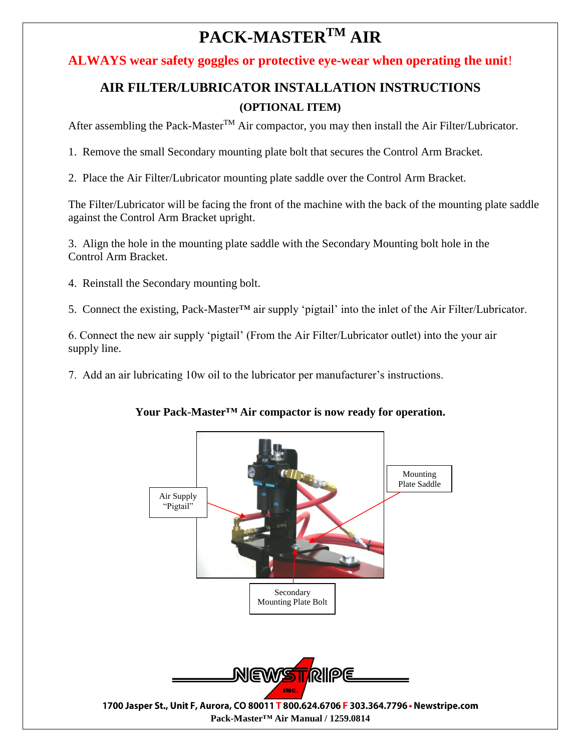# PACK-MASTER™ AIR

**ALWAYS wear safety goggles or protective eye-wear when operating the unit!**

## AIR FILTER/LUBRICATOR INSTALLATION INSTRUCTIONS

### (OPTIONAL ITEM)

After assembling the Pack-Master™ Air compactor, you may then install the Air Filter/Lubricator.

1. Remove the small Secondary mounting plate bolt that secures the Control Arm Bracket.

2. Place the Air Filter/Lubricator mounting plate saddle over the Control Arm Bracket.

The Filter/Lubricator will be facing the front of the machine with the back of the mounting plate saddle against the Control Arm Bracket upright.

3. Align the hole in the mounting plate saddle with the Secondary Mounting bolt hole in the Control Arm Bracket.

4. Reinstall the Secondary mounting bolt.

5. Connect the existing, Pack-Master™ air supply 'pigtail' into the inlet of the Air Filter/Lubricator.

6. Connect the new air supply 'pigtail' (From the Air Filter/Lubricator outlet) into the your air supply line.

7. Add an air lubricating 10w oil to the lubricator per manufacturer's instructions.

**Your Pack-Master™ Air compactor is now ready for operation.**

Air Supply "Pigtail"

Mounting Plate Saddle

Secondary Mounting Plate Bolt

NEWSTRIPE INC.

1700 Jasper St., Unit F, Aurora, CO 80011 T 800.624.6706 F 303.364.7796 • Newstripe.com

Pack-Master™ Air Manual / 1259.0814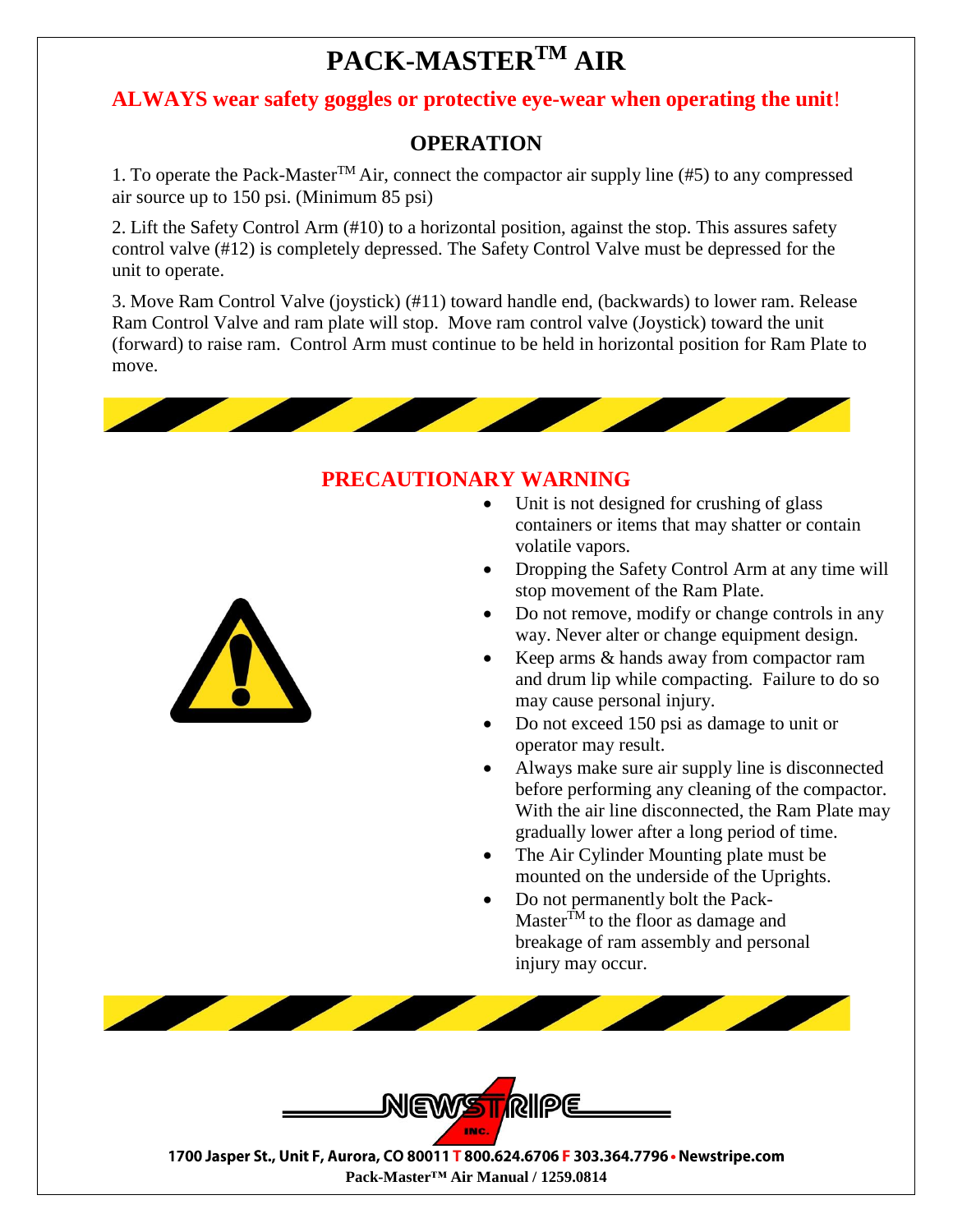# PACK-MASTER™ AIR

**ALWAYS wear safety goggles or protective eye-wear when operating the unit!**

## OPERATION

1. To operate the Pack-Master™ Air, connect the compactor air supply line (#5) to any compressed air source up to 150 psi. (Minimum 85 psi)

2. Lift the Safety Control Arm (#10) to a horizontal position, against the stop. This assures safety control valve (#12) is completely depressed. The Safety Control Valve must be depressed for the unit to operate.

3. Move Ram Control Valve (joystick) (#11) toward handle end, (backwards) to lower ram. Release Ram Control Valve and ram plate will stop. Move ram control valve (Joystick) toward the unit (forward) to raise ram. Control Arm must continue to be held in horizontal position for Ram Plate to move.

## PRECAUTIONARY WARNING

- Unit is not designed for crushing of glass containers or items that may shatter or contain volatile vapors.
- Dropping the Safety Control Arm at any time will stop movement of the Ram Plate.
- Do not remove, modify or change controls in any way. Never alter or change equipment design.
- Keep arms & hands away from compactor ram and drum lip while compacting. Failure to do so may cause personal injury.
- Do not exceed 150 psi as damage to unit or operator may result.
- Always make sure air supply line is disconnected before performing any cleaning of the compactor. With the air line disconnected, the Ram Plate may gradually lower after a long period of time.
- The Air Cylinder Mounting plate must be mounted on the underside of the Uprights.
- Do not permanently bolt the Pack-Master™ to the floor as damage and breakage of ram assembly and personal injury may occur.

NEWSTRIPE INC.

1700 Jasper St., Unit F, Aurora, CO 80011 T 800.624.6706 F 303.364.7796 • Newstripe.com

Pack-Master™ Air Manual / 1259.0814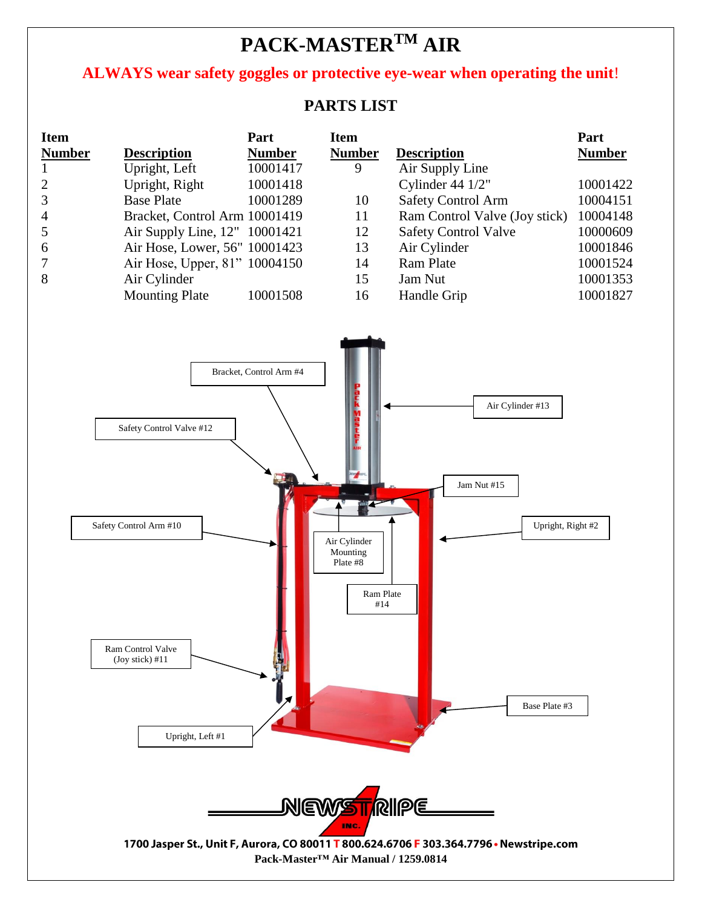# PACK-MASTER™ AIR

**ALWAYS wear safety goggles or protective eye-wear when operating the unit!**

## PARTS LIST

| Item Number | Description | Part Number | Item Number | Description | Part Number |
|---|---|---|---|---|---|
| 1 | Upright, Left | 10001417 | 9 | Air Supply Line Cylinder 44 1/2" | 10001422 |
| 2 | Upright, Right | 10001418 | 10 | Safety Control Arm | 10004151 |
| 3 | Base Plate | 10001289 | 11 | Ram Control Valve (Joy stick) | 10004148 |
| 4 | Bracket, Control Arm | 10001419 | 12 | Safety Control Valve | 10000609 |
| 5 | Air Supply Line, 12" | 10001421 | 13 | Air Cylinder | 10001846 |
| 6 | Air Hose, Lower, 56" | 10001423 | 14 | Ram Plate | 10001524 |
| 7 | Air Hose, Upper, 81" | 10004150 | 15 | Jam Nut | 10001353 |
| 8 | Air Cylinder Mounting Plate | 10001508 | 16 | Handle Grip | 10001827 |

Bracket, Control Arm #4

Air Cylinder #13

Safety Control Valve #12

Jam Nut #15

Safety Control Arm #10

Upright, Right #2

Air Cylinder Mounting Plate #8

Ram Plate #14

Ram Control Valve (Joy stick) #11

Base Plate #3

Upright, Left #1

NEWSTRIPE INC.

1700 Jasper St., Unit F, Aurora, CO 80011 T 800.624.6706 F 303.364.7796 • Newstripe.com

Pack-Master™ Air Manual / 1259.0814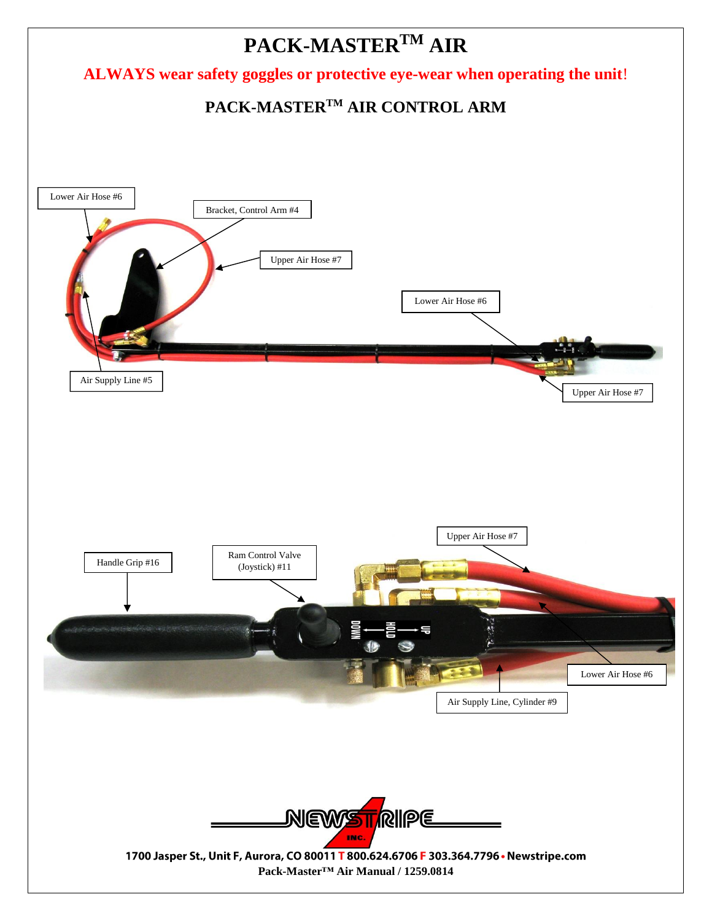# PACK-MASTER™ AIR

**ALWAYS wear safety goggles or protective eye-wear when operating the unit!**

## PACK-MASTER™ AIR CONTROL ARM

Lower Air Hose #6

Bracket, Control Arm #4

Upper Air Hose #7

Lower Air Hose #6

Air Supply Line #5

Upper Air Hose #7

Upper Air Hose #7

Handle Grip #16

Ram Control Valve (Joystick) #11

DOWN HOLD UP

Lower Air Hose #6

Air Supply Line, Cylinder #9

NEWSTRIPE INC.

1700 Jasper St., Unit F, Aurora, CO 80011 T 800.624.6706 F 303.364.7796 • Newstripe.com

Pack-Master™ Air Manual / 1259.0814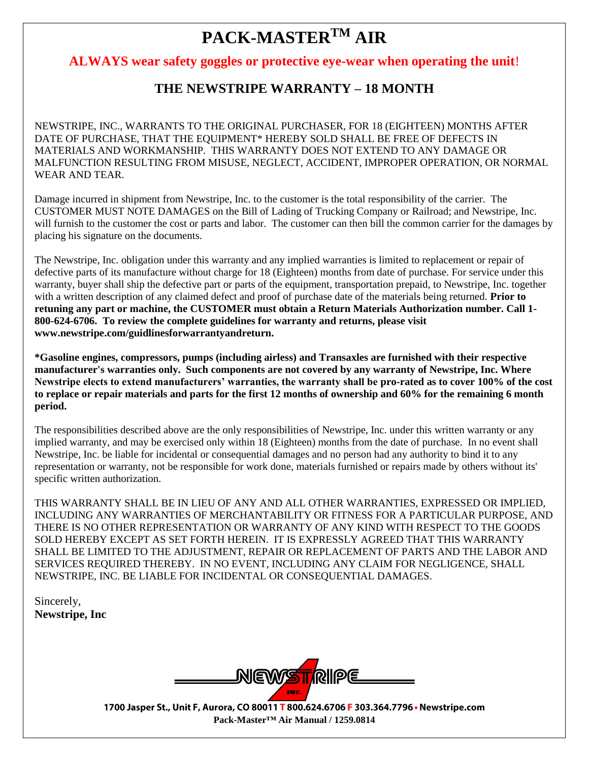# PACK-MASTER™ AIR

**ALWAYS wear safety goggles or protective eye-wear when operating the unit!**

## THE NEWSTRIPE WARRANTY – 18 MONTH

NEWSTRIPE, INC., WARRANTS TO THE ORIGINAL PURCHASER, FOR 18 (EIGHTEEN) MONTHS AFTER DATE OF PURCHASE, THAT THE EQUIPMENT* HEREBY SOLD SHALL BE FREE OF DEFECTS IN MATERIALS AND WORKMANSHIP. THIS WARRANTY DOES NOT EXTEND TO ANY DAMAGE OR MALFUNCTION RESULTING FROM MISUSE, NEGLECT, ACCIDENT, IMPROPER OPERATION, OR NORMAL WEAR AND TEAR.

Damage incurred in shipment from Newstripe, Inc. to the customer is the total responsibility of the carrier. The CUSTOMER MUST NOTE DAMAGES on the Bill of Lading of Trucking Company or Railroad; and Newstripe, Inc. will furnish to the customer the cost or parts and labor. The customer can then bill the common carrier for the damages by placing his signature on the documents.

The Newstripe, Inc. obligation under this warranty and any implied warranties is limited to replacement or repair of defective parts of its manufacture without charge for 18 (Eighteen) months from date of purchase. For service under this warranty, buyer shall ship the defective part or parts of the equipment, transportation prepaid, to Newstripe, Inc. together with a written description of any claimed defect and proof of purchase date of the materials being returned. **Prior to retuning any part or machine, the CUSTOMER must obtain a Return Materials Authorization number. Call 1-800-624-6706. To review the complete guidelines for warranty and returns, please visit www.newstripe.com/guidlinesforwarrantyandreturn.**

**\*Gasoline engines, compressors, pumps (including airless) and Transaxles are furnished with their respective manufacturer's warranties only. Such components are not covered by any warranty of Newstripe, Inc. Where Newstripe elects to extend manufacturers' warranties, the warranty shall be pro-rated as to cover 100% of the cost to replace or repair materials and parts for the first 12 months of ownership and 60% for the remaining 6 month period.**

The responsibilities described above are the only responsibilities of Newstripe, Inc. under this written warranty or any implied warranty, and may be exercised only within 18 (Eighteen) months from the date of purchase. In no event shall Newstripe, Inc. be liable for incidental or consequential damages and no person had any authority to bind it to any representation or warranty, not be responsible for work done, materials furnished or repairs made by others without its' specific written authorization.

THIS WARRANTY SHALL BE IN LIEU OF ANY AND ALL OTHER WARRANTIES, EXPRESSED OR IMPLIED, INCLUDING ANY WARRANTIES OF MERCHANTABILITY OR FITNESS FOR A PARTICULAR PURPOSE, AND THERE IS NO OTHER REPRESENTATION OR WARRANTY OF ANY KIND WITH RESPECT TO THE GOODS SOLD HEREBY EXCEPT AS SET FORTH HEREIN. IT IS EXPRESSLY AGREED THAT THIS WARRANTY SHALL BE LIMITED TO THE ADJUSTMENT, REPAIR OR REPLACEMENT OF PARTS AND THE LABOR AND SERVICES REQUIRED THEREBY. IN NO EVENT, INCLUDING ANY CLAIM FOR NEGLIGENCE, SHALL NEWSTRIPE, INC. BE LIABLE FOR INCIDENTAL OR CONSEQUENTIAL DAMAGES.

Sincerely,
**Newstripe, Inc**

NEWSTRIPE INC.

1700 Jasper St., Unit F, Aurora, CO 80011 T 800.624.6706 F 303.364.7796 • Newstripe.com

**Pack-Master™ Air Manual / 1259.0814**